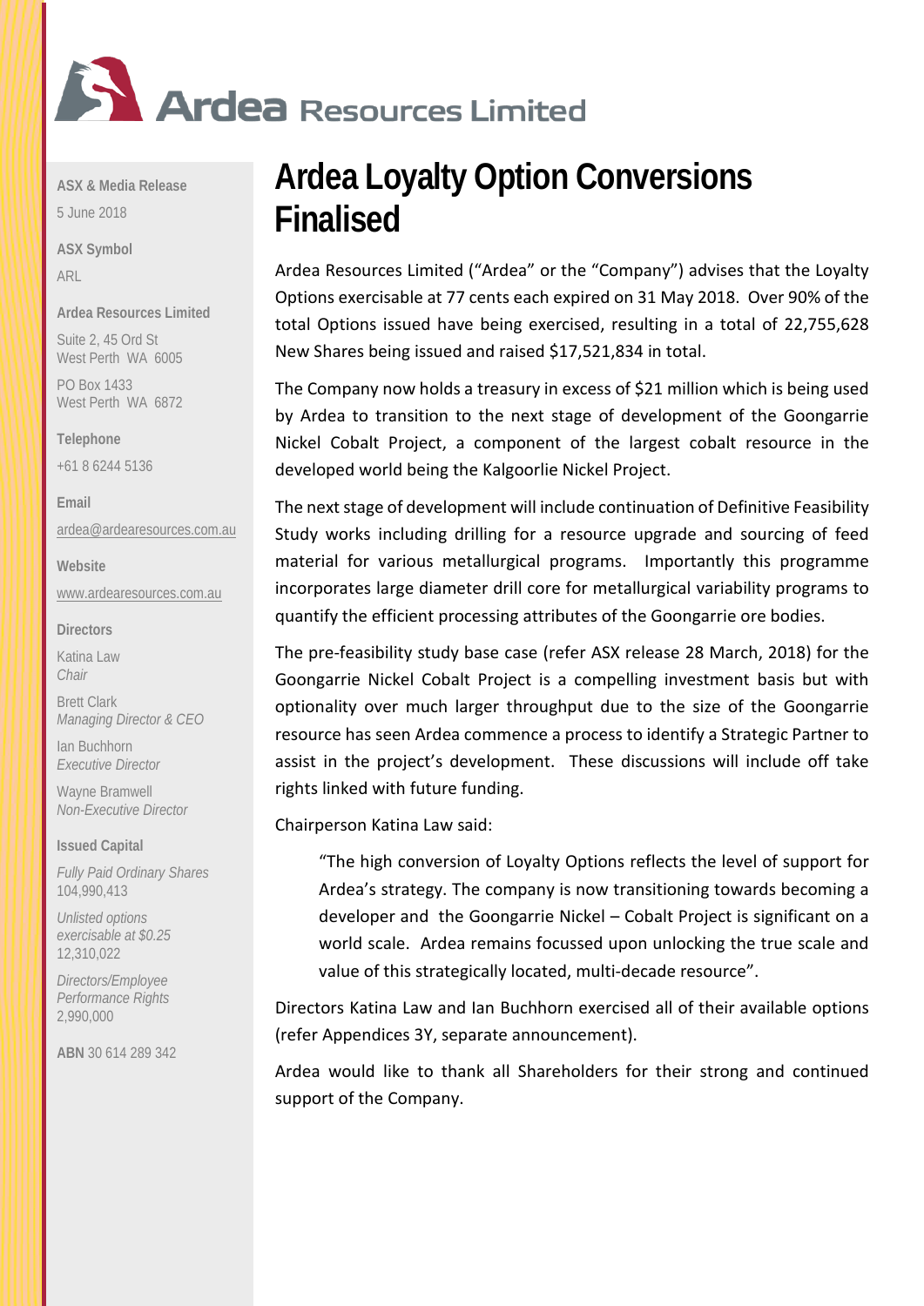# Ardea Resources Limited

**ASX & Media Release**

5 June 2018

**ASX Symbol**

ARL

**Ardea Resources Limited**

Suite 2, 45 Ord St
West Perth WA 6005

PO Box 1433
West Perth WA 6872

**Telephone**

+61 8 6244 5136

**Email**

ardea@ardearesources.com.au

**Website**

www.ardearesources.com.au

**Directors**

Katina Law
*Chair*

Brett Clark
*Managing Director & CEO*

Ian Buchhorn
*Executive Director*

Wayne Bramwell
*Non-Executive Director*

**Issued Capital**

*Fully Paid Ordinary Shares*
104,990,413

*Unlisted options exercisable at $0.25*
12,310,022

*Directors/Employee Performance Rights*
2,990,000

**ABN** 30 614 289 342

# Ardea Loyalty Option Conversions Finalised

Ardea Resources Limited ("Ardea" or the "Company") advises that the Loyalty Options exercisable at 77 cents each expired on 31 May 2018. Over 90% of the total Options issued have being exercised, resulting in a total of 22,755,628 New Shares being issued and raised $17,521,834 in total.

The Company now holds a treasury in excess of $21 million which is being used by Ardea to transition to the next stage of development of the Goongarrie Nickel Cobalt Project, a component of the largest cobalt resource in the developed world being the Kalgoorlie Nickel Project.

The next stage of development will include continuation of Definitive Feasibility Study works including drilling for a resource upgrade and sourcing of feed material for various metallurgical programs. Importantly this programme incorporates large diameter drill core for metallurgical variability programs to quantify the efficient processing attributes of the Goongarrie ore bodies.

The pre-feasibility study base case (refer ASX release 28 March, 2018) for the Goongarrie Nickel Cobalt Project is a compelling investment basis but with optionality over much larger throughput due to the size of the Goongarrie resource has seen Ardea commence a process to identify a Strategic Partner to assist in the project's development. These discussions will include off take rights linked with future funding.

Chairperson Katina Law said:

> "The high conversion of Loyalty Options reflects the level of support for Ardea's strategy. The company is now transitioning towards becoming a developer and the Goongarrie Nickel – Cobalt Project is significant on a world scale. Ardea remains focussed upon unlocking the true scale and value of this strategically located, multi-decade resource".

Directors Katina Law and Ian Buchhorn exercised all of their available options (refer Appendices 3Y, separate announcement).

Ardea would like to thank all Shareholders for their strong and continued support of the Company.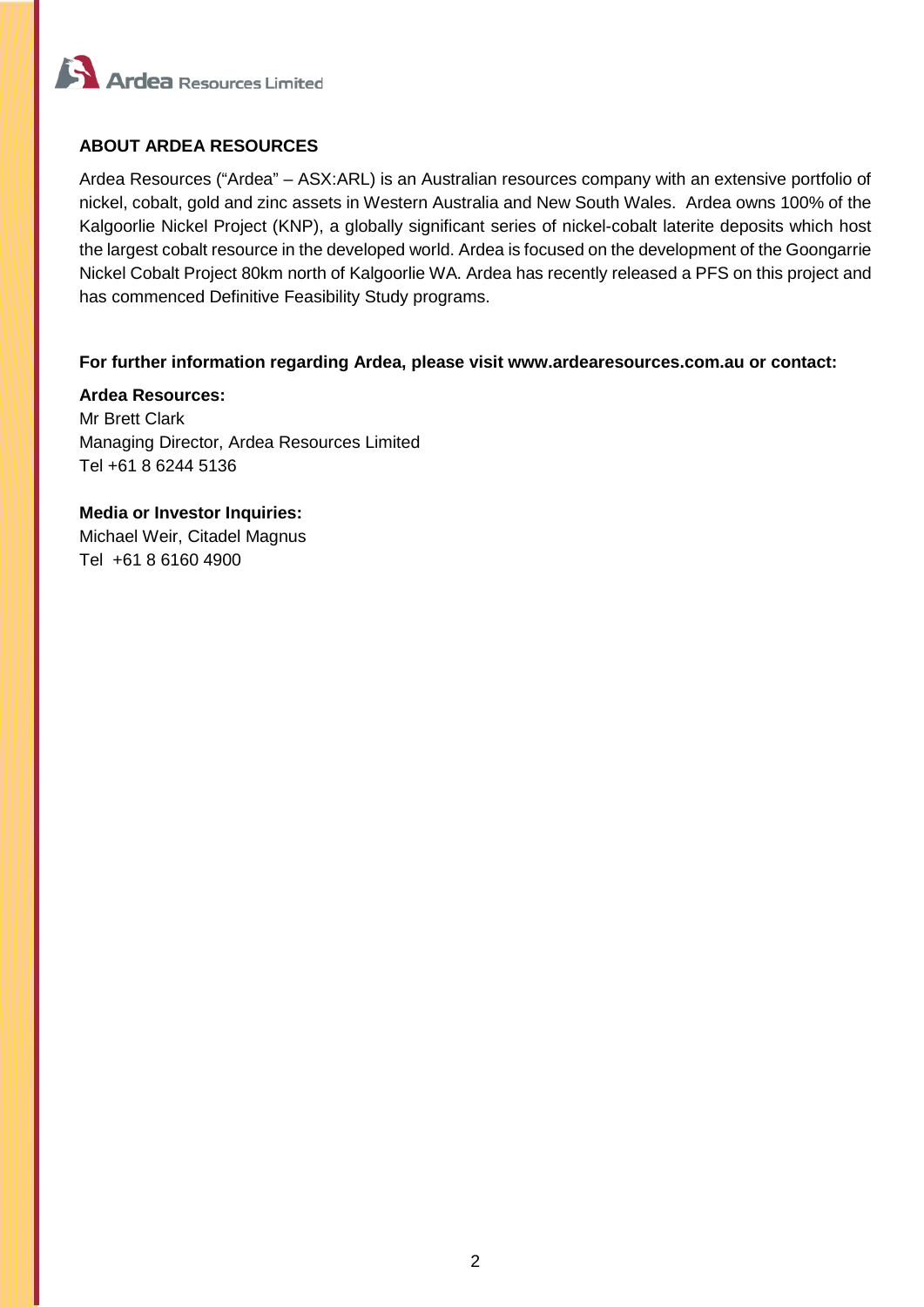## ABOUT ARDEA RESOURCES

Ardea Resources ("Ardea" – ASX:ARL) is an Australian resources company with an extensive portfolio of nickel, cobalt, gold and zinc assets in Western Australia and New South Wales. Ardea owns 100% of the Kalgoorlie Nickel Project (KNP), a globally significant series of nickel-cobalt laterite deposits which host the largest cobalt resource in the developed world. Ardea is focused on the development of the Goongarrie Nickel Cobalt Project 80km north of Kalgoorlie WA. Ardea has recently released a PFS on this project and has commenced Definitive Feasibility Study programs.

**For further information regarding Ardea, please visit www.ardearesources.com.au or contact:**

**Ardea Resources:**
Mr Brett Clark
Managing Director, Ardea Resources Limited
Tel +61 8 6244 5136

**Media or Investor Inquiries:**
Michael Weir, Citadel Magnus
Tel +61 8 6160 4900